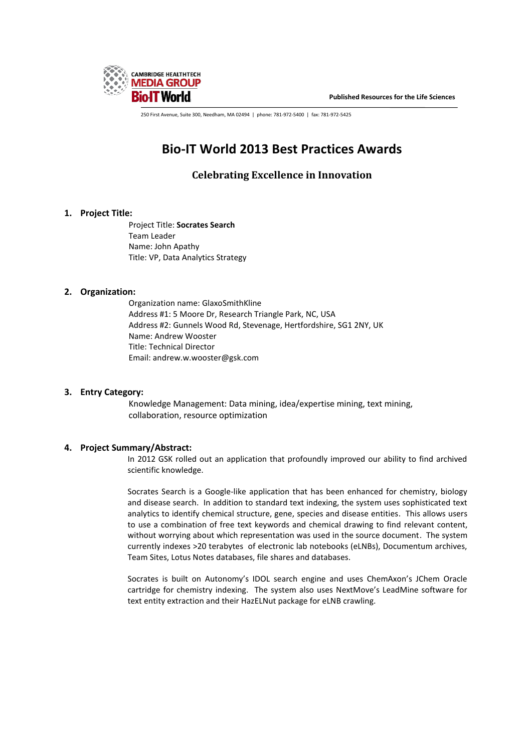CAMBRIDGE HEALTHTECH MEDIA GROUP Bio·IT World

Published Resources for the Life Sciences

250 First Avenue, Suite 300, Needham, MA 02494 | phone: 781-972-5400 | fax: 781-972-5425

# Bio-IT World 2013 Best Practices Awards

## Celebrating Excellence in Innovation

### 1. Project Title:

Project Title: **Socrates Search**
Team Leader
Name: John Apathy
Title: VP, Data Analytics Strategy

### 2. Organization:

Organization name: GlaxoSmithKline
Address #1: 5 Moore Dr, Research Triangle Park, NC, USA
Address #2: Gunnels Wood Rd, Stevenage, Hertfordshire, SG1 2NY, UK
Name: Andrew Wooster
Title: Technical Director
Email: andrew.w.wooster@gsk.com

### 3. Entry Category:

Knowledge Management: Data mining, idea/expertise mining, text mining, collaboration, resource optimization

### 4. Project Summary/Abstract:

In 2012 GSK rolled out an application that profoundly improved our ability to find archived scientific knowledge.

Socrates Search is a Google-like application that has been enhanced for chemistry, biology and disease search. In addition to standard text indexing, the system uses sophisticated text analytics to identify chemical structure, gene, species and disease entities. This allows users to use a combination of free text keywords and chemical drawing to find relevant content, without worrying about which representation was used in the source document. The system currently indexes >20 terabytes of electronic lab notebooks (eLNBs), Documentum archives, Team Sites, Lotus Notes databases, file shares and databases.

Socrates is built on Autonomy's IDOL search engine and uses ChemAxon's JChem Oracle cartridge for chemistry indexing. The system also uses NextMove's LeadMine software for text entity extraction and their HazELNut package for eLNB crawling.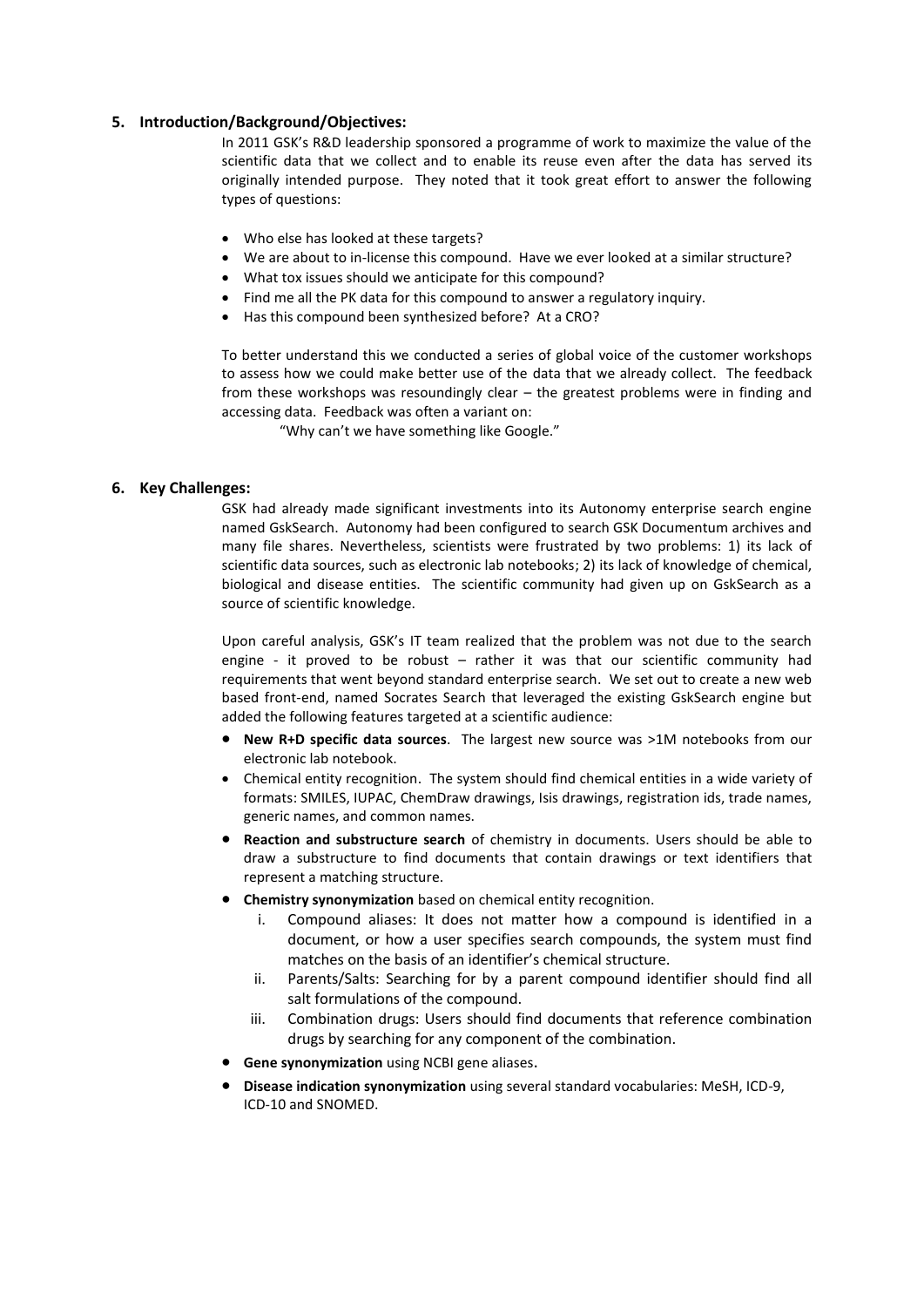## 5. Introduction/Background/Objectives:

In 2011 GSK's R&D leadership sponsored a programme of work to maximize the value of the scientific data that we collect and to enable its reuse even after the data has served its originally intended purpose. They noted that it took great effort to answer the following types of questions:

- Who else has looked at these targets?
- We are about to in-license this compound. Have we ever looked at a similar structure?
- What tox issues should we anticipate for this compound?
- Find me all the PK data for this compound to answer a regulatory inquiry.
- Has this compound been synthesized before? At a CRO?

To better understand this we conducted a series of global voice of the customer workshops to assess how we could make better use of the data that we already collect. The feedback from these workshops was resoundingly clear – the greatest problems were in finding and accessing data. Feedback was often a variant on:

"Why can't we have something like Google."

## 6. Key Challenges:

GSK had already made significant investments into its Autonomy enterprise search engine named GskSearch. Autonomy had been configured to search GSK Documentum archives and many file shares. Nevertheless, scientists were frustrated by two problems: 1) its lack of scientific data sources, such as electronic lab notebooks; 2) its lack of knowledge of chemical, biological and disease entities. The scientific community had given up on GskSearch as a source of scientific knowledge.

Upon careful analysis, GSK's IT team realized that the problem was not due to the search engine - it proved to be robust – rather it was that our scientific community had requirements that went beyond standard enterprise search. We set out to create a new web based front-end, named Socrates Search that leveraged the existing GskSearch engine but added the following features targeted at a scientific audience:

- **New R+D specific data sources**. The largest new source was >1M notebooks from our electronic lab notebook.
- Chemical entity recognition. The system should find chemical entities in a wide variety of formats: SMILES, IUPAC, ChemDraw drawings, Isis drawings, registration ids, trade names, generic names, and common names.
- **Reaction and substructure search** of chemistry in documents. Users should be able to draw a substructure to find documents that contain drawings or text identifiers that represent a matching structure.
- **Chemistry synonymization** based on chemical entity recognition.
    - i. Compound aliases: It does not matter how a compound is identified in a document, or how a user specifies search compounds, the system must find matches on the basis of an identifier's chemical structure.
    - ii. Parents/Salts: Searching for by a parent compound identifier should find all salt formulations of the compound.
    - iii. Combination drugs: Users should find documents that reference combination drugs by searching for any component of the combination.
- **Gene synonymization** using NCBI gene aliases.
- **Disease indication synonymization** using several standard vocabularies: MeSH, ICD-9, ICD-10 and SNOMED.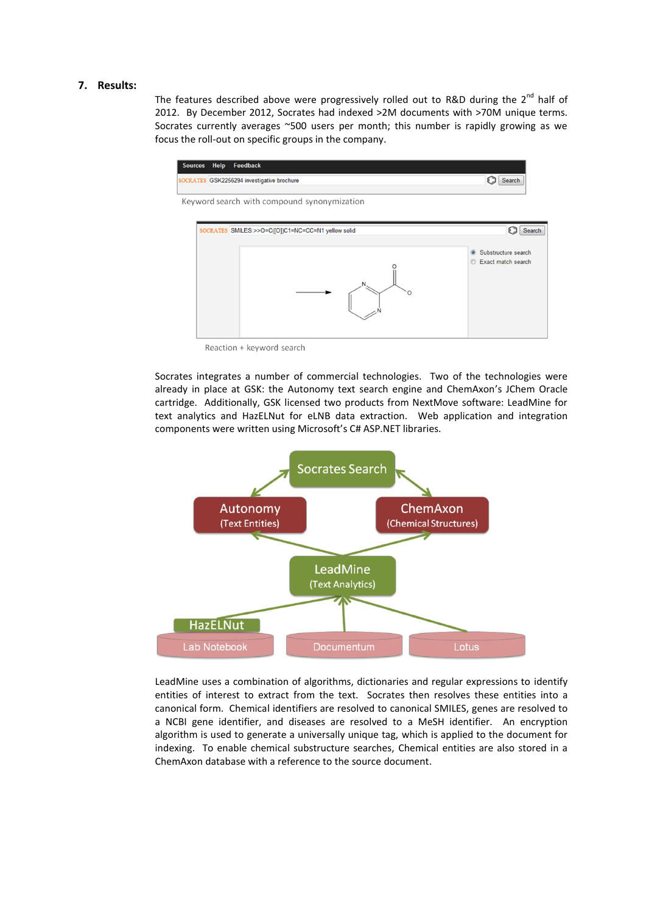## 7. Results:

The features described above were progressively rolled out to R&D during the 2nd half of 2012. By December 2012, Socrates had indexed >2M documents with >70M unique terms. Socrates currently averages ~500 users per month; this number is rapidly growing as we focus the roll-out on specific groups in the company.

Keyword search with compound synonymization

Reaction + keyword search

Socrates integrates a number of commercial technologies. Two of the technologies were already in place at GSK: the Autonomy text search engine and ChemAxon's JChem Oracle cartridge. Additionally, GSK licensed two products from NextMove software: LeadMine for text analytics and HazELNut for eLNB data extraction. Web application and integration components were written using Microsoft's C# ASP.NET libraries.

LeadMine uses a combination of algorithms, dictionaries and regular expressions to identify entities of interest to extract from the text. Socrates then resolves these entities into a canonical form. Chemical identifiers are resolved to canonical SMILES, genes are resolved to a NCBI gene identifier, and diseases are resolved to a MeSH identifier. An encryption algorithm is used to generate a universally unique tag, which is applied to the document for indexing. To enable chemical substructure searches, Chemical entities are also stored in a ChemAxon database with a reference to the source document.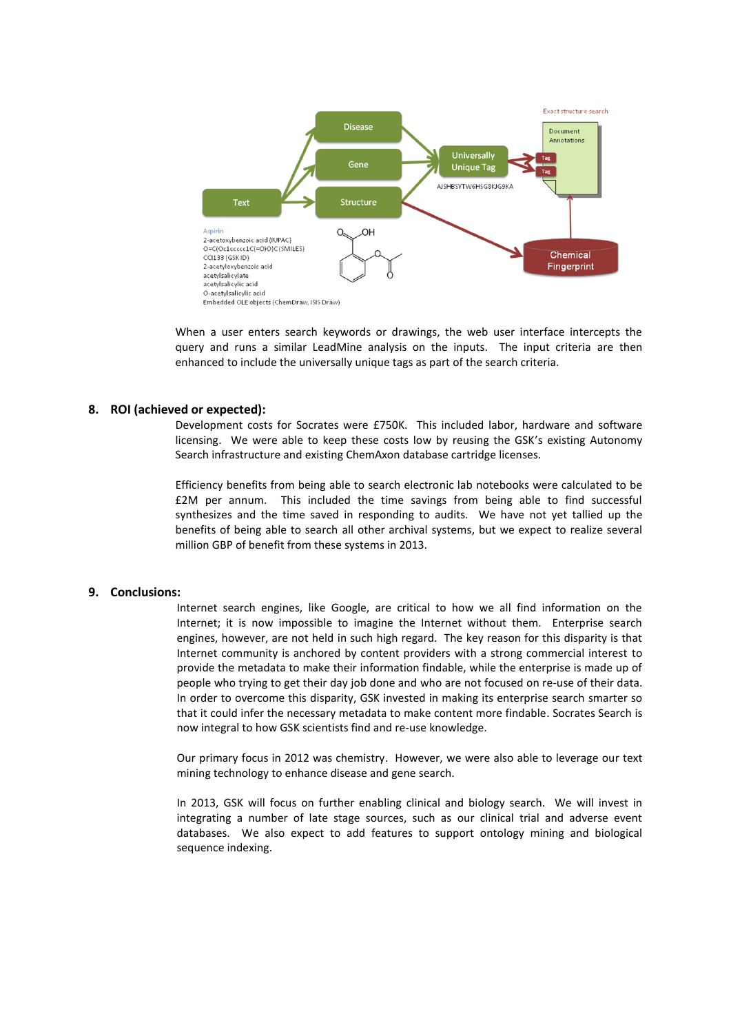Exact structure search

Disease

Gene

Text

Structure

Universally Unique Tag

AJSHBSYTW6HSG8KJG9KA

Document Annotations

Tag

Tag

Chemical Fingerprint

Aspirin
2-acetoxybenzoic acid (IUPAC)
O=C(Oc1ccccc1C(=O)O)C (SMILES)
CCI133 (GSK ID)
2-acetyloxybenzoic acid
acetylsalicylate
acetylsalicylic acid
O-acetylsalicylic acid
Embedded OLE objects (ChemDraw, ISIS Draw)

When a user enters search keywords or drawings, the web user interface intercepts the query and runs a similar LeadMine analysis on the inputs. The input criteria are then enhanced to include the universally unique tags as part of the search criteria.

## 8. ROI (achieved or expected):

Development costs for Socrates were £750K. This included labor, hardware and software licensing. We were able to keep these costs low by reusing the GSK's existing Autonomy Search infrastructure and existing ChemAxon database cartridge licenses.

Efficiency benefits from being able to search electronic lab notebooks were calculated to be £2M per annum. This included the time savings from being able to find successful synthesizes and the time saved in responding to audits. We have not yet tallied up the benefits of being able to search all other archival systems, but we expect to realize several million GBP of benefit from these systems in 2013.

## 9. Conclusions:

Internet search engines, like Google, are critical to how we all find information on the Internet; it is now impossible to imagine the Internet without them. Enterprise search engines, however, are not held in such high regard. The key reason for this disparity is that Internet community is anchored by content providers with a strong commercial interest to provide the metadata to make their information findable, while the enterprise is made up of people who trying to get their day job done and who are not focused on re-use of their data. In order to overcome this disparity, GSK invested in making its enterprise search smarter so that it could infer the necessary metadata to make content more findable. Socrates Search is now integral to how GSK scientists find and re-use knowledge.

Our primary focus in 2012 was chemistry. However, we were also able to leverage our text mining technology to enhance disease and gene search.

In 2013, GSK will focus on further enabling clinical and biology search. We will invest in integrating a number of late stage sources, such as our clinical trial and adverse event databases. We also expect to add features to support ontology mining and biological sequence indexing.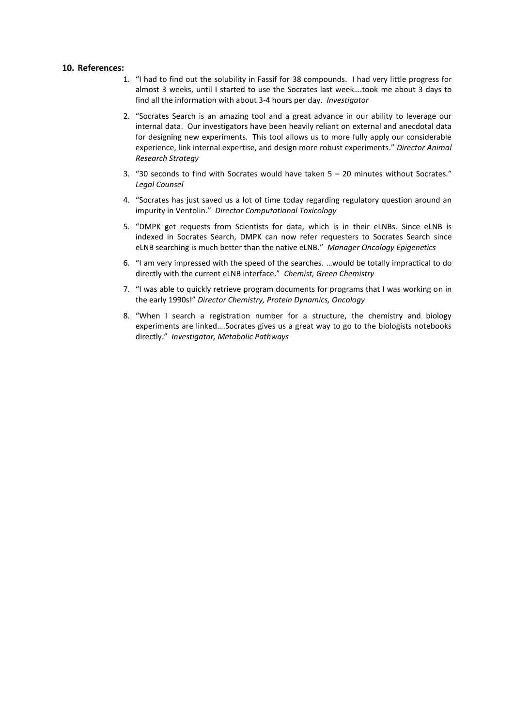## 10. References:

1. "I had to find out the solubility in Fassif for 38 compounds. I had very little progress for almost 3 weeks, until I started to use the Socrates last week….took me about 3 days to find all the information with about 3-4 hours per day. *Investigator*
2. "Socrates Search is an amazing tool and a great advance in our ability to leverage our internal data. Our investigators have been heavily reliant on external and anecdotal data for designing new experiments. This tool allows us to more fully apply our considerable experience, link internal expertise, and design more robust experiments." *Director Animal Research Strategy*
3. "30 seconds to find with Socrates would have taken 5 – 20 minutes without Socrates." *Legal Counsel*
4. "Socrates has just saved us a lot of time today regarding regulatory question around an impurity in Ventolin." *Director Computational Toxicology*
5. "DMPK get requests from Scientists for data, which is in their eLNBs. Since eLNB is indexed in Socrates Search, DMPK can now refer requesters to Socrates Search since eLNB searching is much better than the native eLNB." *Manager Oncology Epigenetics*
6. "I am very impressed with the speed of the searches. …would be totally impractical to do directly with the current eLNB interface." *Chemist, Green Chemistry*
7. "I was able to quickly retrieve program documents for programs that I was working on in the early 1990s!" *Director Chemistry, Protein Dynamics, Oncology*
8. "When I search a registration number for a structure, the chemistry and biology experiments are linked….Socrates gives us a great way to go to the biologists notebooks directly." *Investigator, Metabolic Pathways*